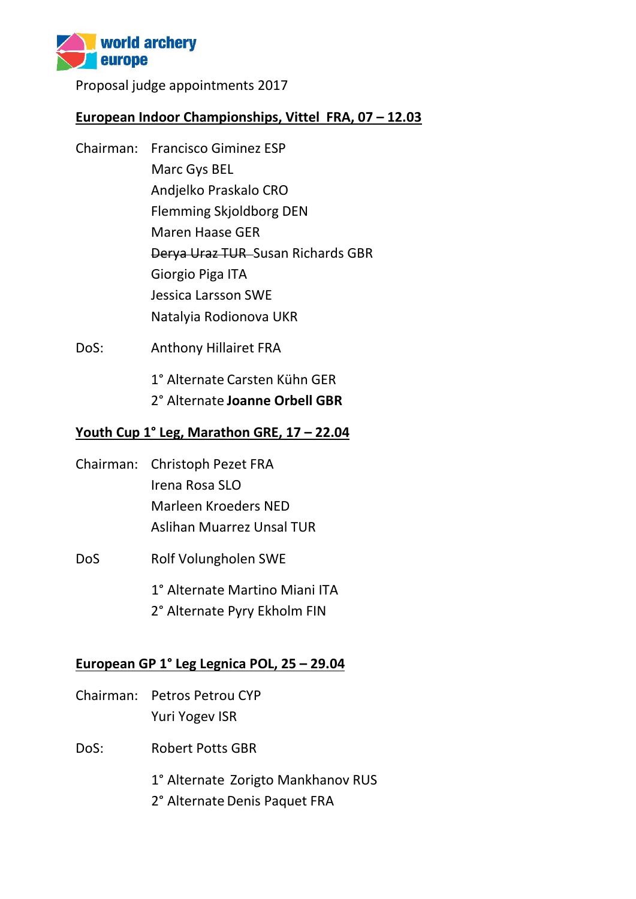world archery europe

Proposal judge appointments 2017

**European Indoor Championships, Vittel  FRA, 07 – 12.03**

Chairman: Francisco Giminez ESP
Marc Gys BEL
Andjelko Praskalo CRO
Flemming Skjoldborg DEN
Maren Haase GER
~~Derya Uraz TUR~~ Susan Richards GBR
Giorgio Piga ITA
Jessica Larsson SWE
Natalyia Rodionova UKR

DoS: Anthony Hillairet FRA

1° Alternate Carsten Kühn GER
2° Alternate **Joanne Orbell GBR**

**Youth Cup 1° Leg, Marathon GRE, 17 – 22.04**

Chairman: Christoph Pezet FRA
Irena Rosa SLO
Marleen Kroeders NED
Aslihan Muarrez Unsal TUR

DoS Rolf Volungholen SWE

1° Alternate Martino Miani ITA
2° Alternate Pyry Ekholm FIN

**European GP 1° Leg Legnica POL, 25 – 29.04**

Chairman: Petros Petrou CYP
Yuri Yogev ISR

DoS: Robert Potts GBR

1° Alternate  Zorigto Mankhanov RUS
2° Alternate Denis Paquet FRA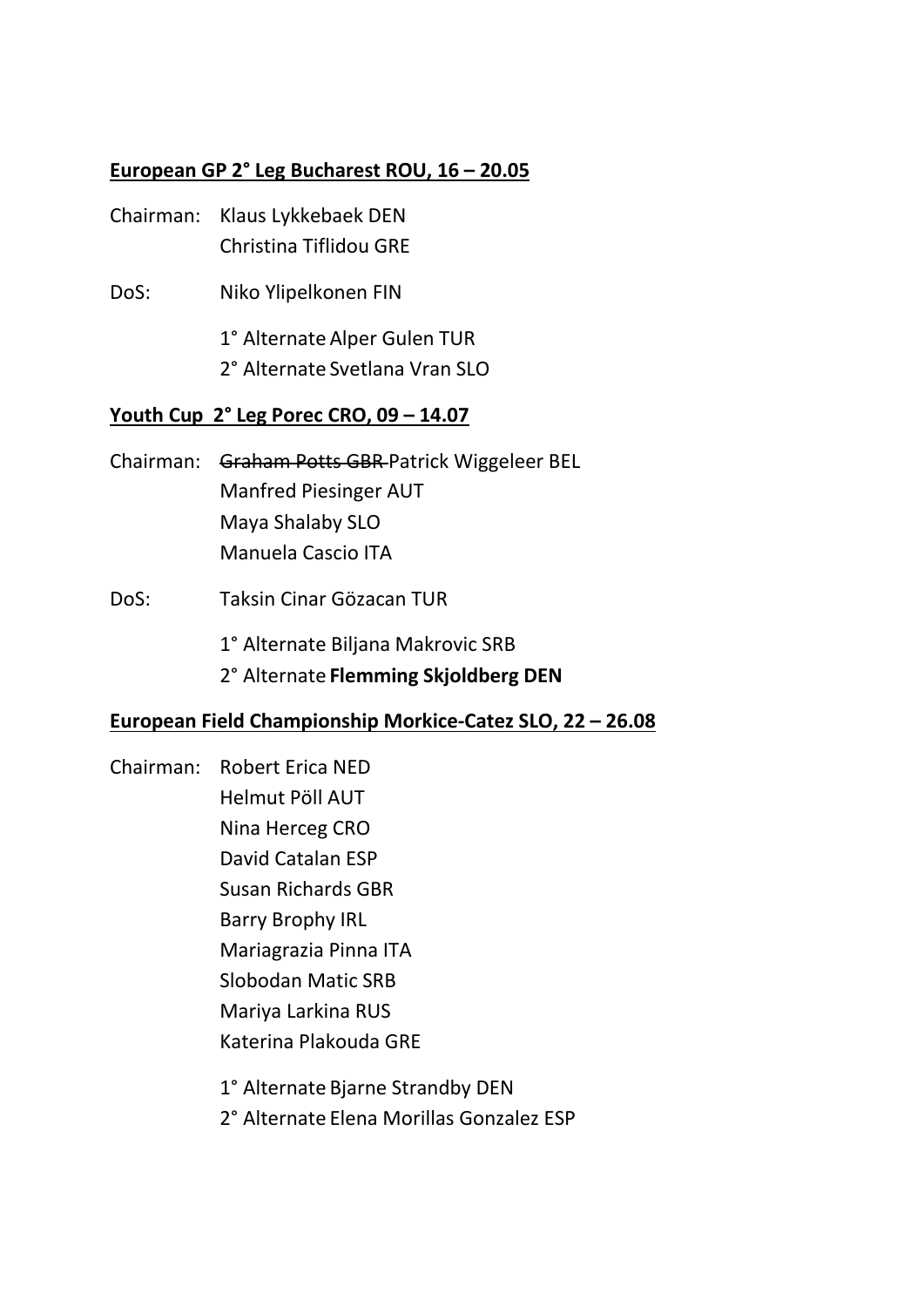**European GP 2° Leg Bucharest ROU, 16 – 20.05**

Chairman: Klaus Lykkebaek DEN
Christina Tiflidou GRE

DoS: Niko Ylipelkonen FIN

1° Alternate Alper Gulen TUR
2° Alternate Svetlana Vran SLO

**Youth Cup 2° Leg Porec CRO, 09 – 14.07**

Chairman: ~~Graham Potts GBR~~ Patrick Wiggeleer BEL
Manfred Piesinger AUT
Maya Shalaby SLO
Manuela Cascio ITA

DoS: Taksin Cinar Gözacan TUR

1° Alternate Biljana Makrovic SRB
2° Alternate **Flemming Skjoldberg DEN**

**European Field Championship Morkice-Catez SLO, 22 – 26.08**

Chairman: Robert Erica NED
Helmut Pöll AUT
Nina Herceg CRO
David Catalan ESP
Susan Richards GBR
Barry Brophy IRL
Mariagrazia Pinna ITA
Slobodan Matic SRB
Mariya Larkina RUS
Katerina Plakouda GRE

1° Alternate Bjarne Strandby DEN
2° Alternate Elena Morillas Gonzalez ESP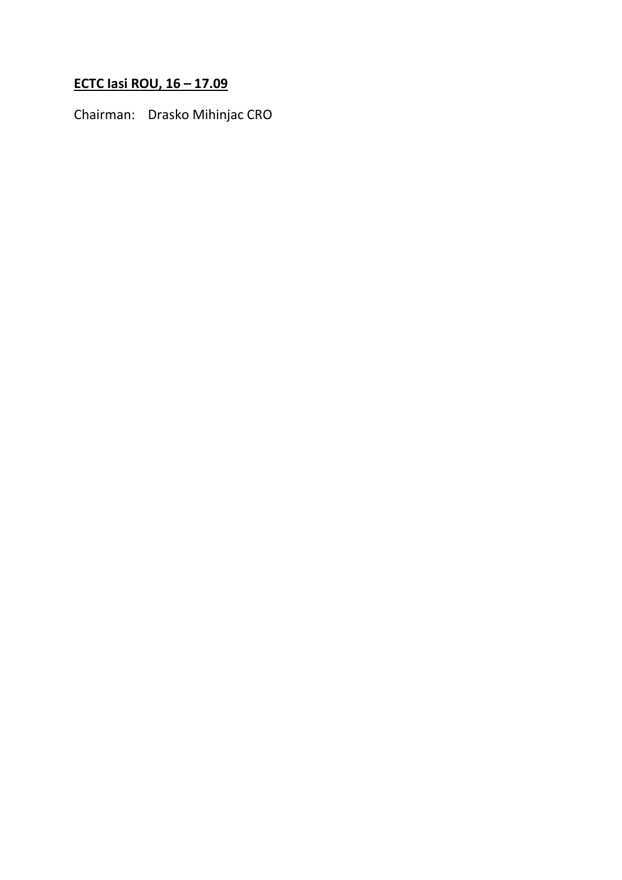**<u>ECTC Iasi ROU, 16 – 17.09</u>**

Chairman: Drasko Mihinjac CRO